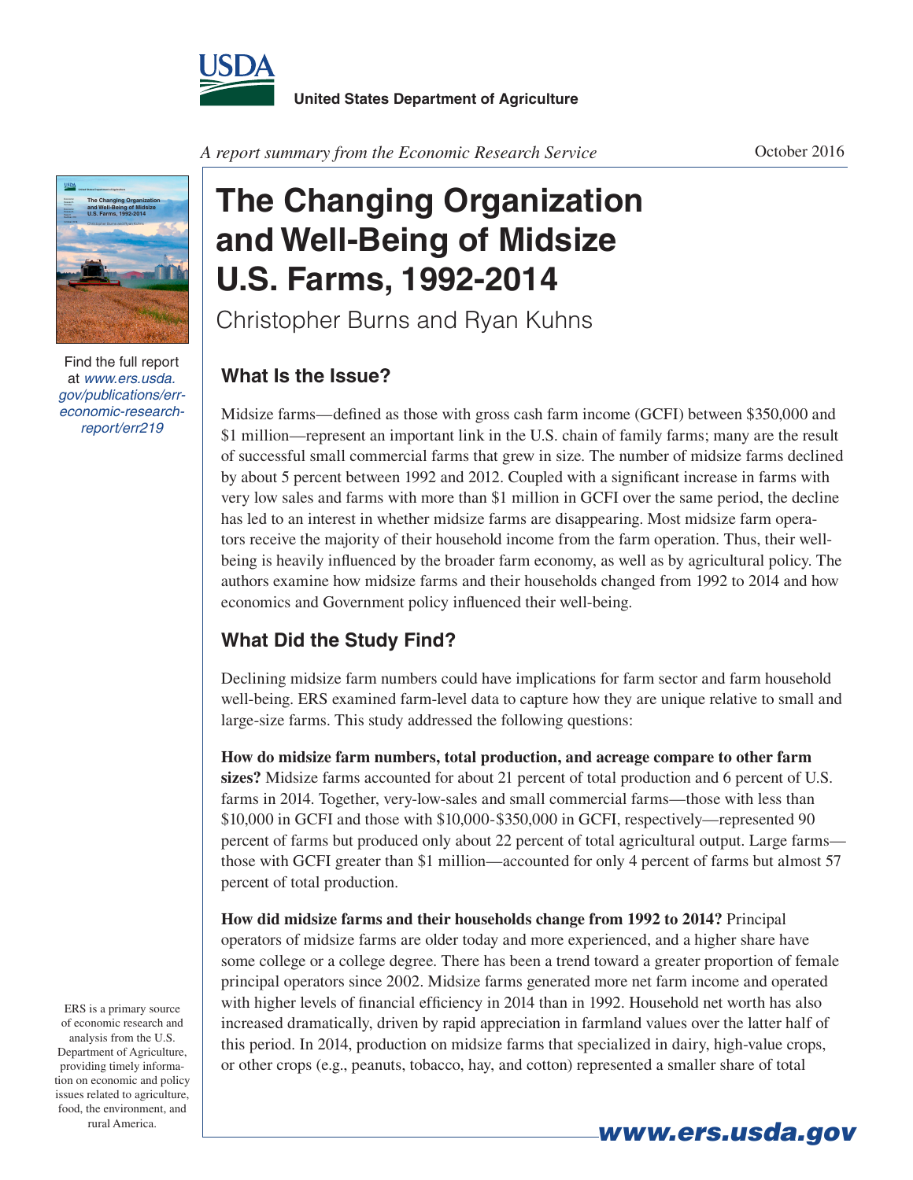United States Department of Agriculture

*A report summary from the Economic Research Service*

October 2016

# The Changing Organization and Well-Being of Midsize U.S. Farms, 1992-2014

Christopher Burns and Ryan Kuhns

Find the full report at *www.ers.usda.gov/publications/err-economic-research-report/err219*

## What Is the Issue?

Midsize farms—defined as those with gross cash farm income (GCFI) between $350,000 and $1 million—represent an important link in the U.S. chain of family farms; many are the result of successful small commercial farms that grew in size. The number of midsize farms declined by about 5 percent between 1992 and 2012. Coupled with a significant increase in farms with very low sales and farms with more than $1 million in GCFI over the same period, the decline has led to an interest in whether midsize farms are disappearing. Most midsize farm operators receive the majority of their household income from the farm operation. Thus, their well-being is heavily influenced by the broader farm economy, as well as by agricultural policy. The authors examine how midsize farms and their households changed from 1992 to 2014 and how economics and Government policy influenced their well-being.

## What Did the Study Find?

Declining midsize farm numbers could have implications for farm sector and farm household well-being. ERS examined farm-level data to capture how they are unique relative to small and large-size farms. This study addressed the following questions:

**How do midsize farm numbers, total production, and acreage compare to other farm sizes?** Midsize farms accounted for about 21 percent of total production and 6 percent of U.S. farms in 2014. Together, very-low-sales and small commercial farms—those with less than $10,000 in GCFI and those with $10,000-$350,000 in GCFI, respectively—represented 90 percent of farms but produced only about 22 percent of total agricultural output. Large farms—those with GCFI greater than $1 million—accounted for only 4 percent of farms but almost 57 percent of total production.

**How did midsize farms and their households change from 1992 to 2014?** Principal operators of midsize farms are older today and more experienced, and a higher share have some college or a college degree. There has been a trend toward a greater proportion of female principal operators since 2002. Midsize farms generated more net farm income and operated with higher levels of financial efficiency in 2014 than in 1992. Household net worth has also increased dramatically, driven by rapid appreciation in farmland values over the latter half of this period. In 2014, production on midsize farms that specialized in dairy, high-value crops, or other crops (e.g., peanuts, tobacco, hay, and cotton) represented a smaller share of total

ERS is a primary source of economic research and analysis from the U.S. Department of Agriculture, providing timely information on economic and policy issues related to agriculture, food, the environment, and rural America.

www.ers.usda.gov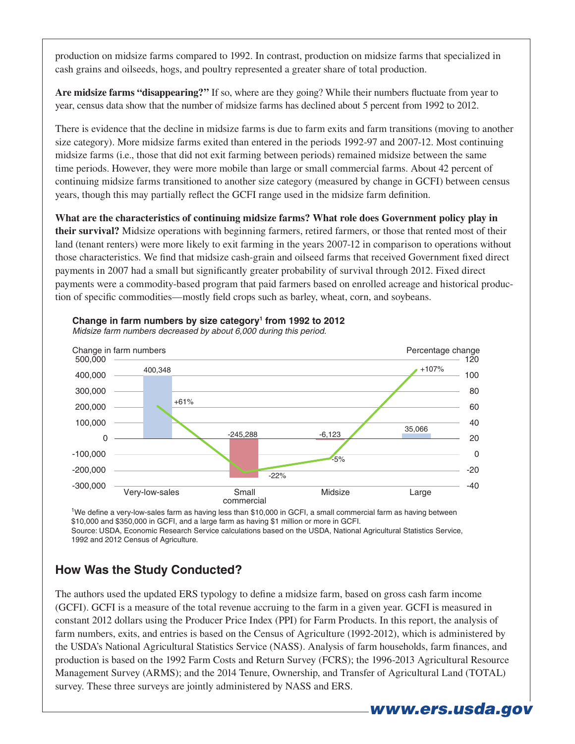production on midsize farms compared to 1992. In contrast, production on midsize farms that specialized in cash grains and oilseeds, hogs, and poultry represented a greater share of total production.

**Are midsize farms "disappearing?"** If so, where are they going? While their numbers fluctuate from year to year, census data show that the number of midsize farms has declined about 5 percent from 1992 to 2012.

There is evidence that the decline in midsize farms is due to farm exits and farm transitions (moving to another size category). More midsize farms exited than entered in the periods 1992-97 and 2007-12. Most continuing midsize farms (i.e., those that did not exit farming between periods) remained midsize between the same time periods. However, they were more mobile than large or small commercial farms. About 42 percent of continuing midsize farms transitioned to another size category (measured by change in GCFI) between census years, though this may partially reflect the GCFI range used in the midsize farm definition.

**What are the characteristics of continuing midsize farms? What role does Government policy play in their survival?** Midsize operations with beginning farmers, retired farmers, or those that rented most of their land (tenant renters) were more likely to exit farming in the years 2007-12 in comparison to operations without those characteristics. We find that midsize cash-grain and oilseed farms that received Government fixed direct payments in 2007 had a small but significantly greater probability of survival through 2012. Fixed direct payments were a commodity-based program that paid farmers based on enrolled acreage and historical production of specific commodities—mostly field crops such as barley, wheat, corn, and soybeans.

**Change in farm numbers by size category[1] from 1992 to 2012**

*Midsize farm numbers decreased by about 6,000 during this period.*

Change in farm numbers
Percentage change

Very-low-sales: 400,348; +61%
Small commercial: -245,288; -22%
Midsize: -6,123; -5%
Large: 35,066; +107%

[1]We define a very-low-sales farm as having less than $10,000 in GCFI, a small commercial farm as having between $10,000 and $350,000 in GCFI, and a large farm as having $1 million or more in GCFI.
Source: USDA, Economic Research Service calculations based on the USDA, National Agricultural Statistics Service, 1992 and 2012 Census of Agriculture.

## How Was the Study Conducted?

The authors used the updated ERS typology to define a midsize farm, based on gross cash farm income (GCFI). GCFI is a measure of the total revenue accruing to the farm in a given year. GCFI is measured in constant 2012 dollars using the Producer Price Index (PPI) for Farm Products. In this report, the analysis of farm numbers, exits, and entries is based on the Census of Agriculture (1992-2012), which is administered by the USDA's National Agricultural Statistics Service (NASS). Analysis of farm households, farm finances, and production is based on the 1992 Farm Costs and Return Survey (FCRS); the 1996-2013 Agricultural Resource Management Survey (ARMS); and the 2014 Tenure, Ownership, and Transfer of Agricultural Land (TOTAL) survey. These three surveys are jointly administered by NASS and ERS.